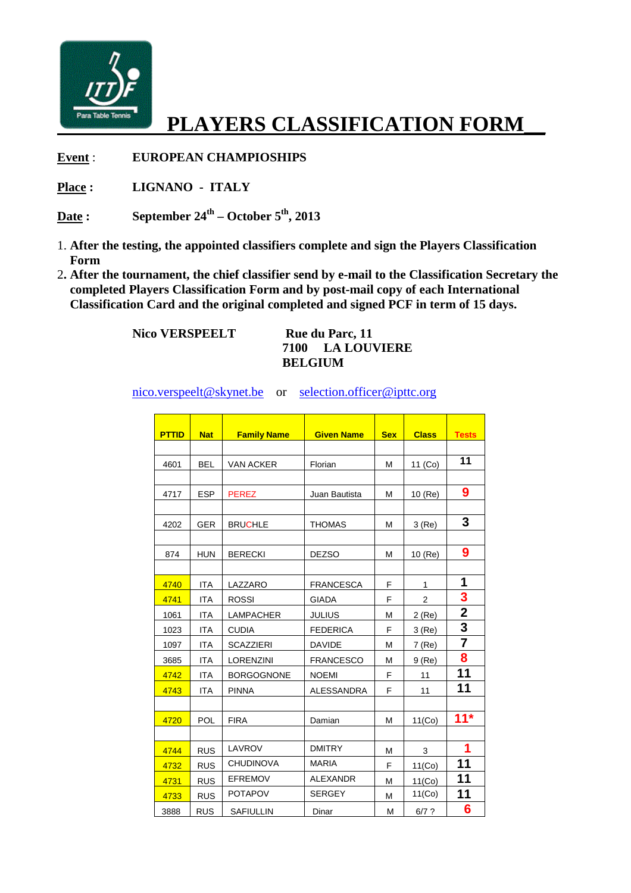# PLAYERS CLASSIFICATION FORM

**Event** : **EUROPEAN CHAMPIOSHIPS**

**Place :** **LIGNANO - ITALY**

**Date :** **September 24th – October 5th, 2013**

1. **After the testing, the appointed classifiers complete and sign the Players Classification Form**
2. **After the tournament, the chief classifier send by e-mail to the Classification Secretary the completed Players Classification Form and by post-mail copy of each International Classification Card and the original completed and signed PCF in term of 15 days.**

**Nico VERSPEELT** **Rue du Parc, 11**
**7100 LA LOUVIERE**
**BELGIUM**

nico.verspeelt@skynet.be or selection.officer@ipttc.org

| PTTID | Nat | Family Name | Given Name | Sex | Class | Tests |
|---|---|---|---|---|---|---|
| | | | | | | |
| 4601 | BEL | VAN ACKER | Florian | M | 11 (Co) | 11 |
| | | | | | | |
| 4717 | ESP | PEREZ | Juan Bautista | M | 10 (Re) | 9 |
| | | | | | | |
| 4202 | GER | BRUCHLE | THOMAS | M | 3 (Re) | 3 |
| | | | | | | |
| 874 | HUN | BERECKI | DEZSO | M | 10 (Re) | 9 |
| | | | | | | |
| 4740 | ITA | LAZZARO | FRANCESCA | F | 1 | 1 |
| 4741 | ITA | ROSSI | GIADA | F | 2 | 3 |
| 1061 | ITA | LAMPACHER | JULIUS | M | 2 (Re) | 2 |
| 1023 | ITA | CUDIA | FEDERICA | F | 3 (Re) | 3 |
| 1097 | ITA | SCAZZIERI | DAVIDE | M | 7 (Re) | 7 |
| 3685 | ITA | LORENZINI | FRANCESCO | M | 9 (Re) | 8 |
| 4742 | ITA | BORGOGNONE | NOEMI | F | 11 | 11 |
| 4743 | ITA | PINNA | ALESSANDRA | F | 11 | 11 |
| | | | | | | |
| 4720 | POL | FIRA | Damian | M | 11(Co) | 11* |
| | | | | | | |
| 4744 | RUS | LAVROV | DMITRY | M | 3 | 1 |
| 4732 | RUS | CHUDINOVA | MARIA | F | 11(Co) | 11 |
| 4731 | RUS | EFREMOV | ALEXANDR | M | 11(Co) | 11 |
| 4733 | RUS | POTAPOV | SERGEY | M | 11(Co) | 11 |
| 3888 | RUS | SAFIULLIN | Dinar | M | 6/7 ? | 6 |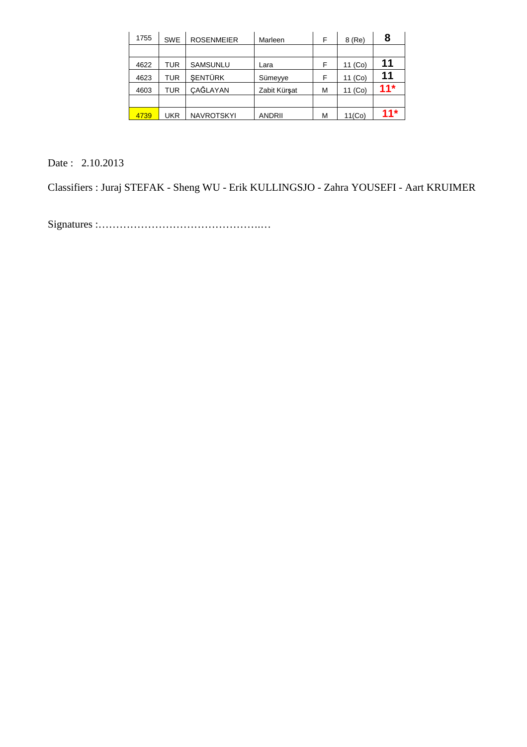| | | | | | | |
|---|---|---|---|---|---|---|
| 1755 | SWE | ROSENMEIER | Marleen | F | 8 (Re) | **8** |
| | | | | | | |
| 4622 | TUR | SAMSUNLU | Lara | F | 11 (Co) | **11** |
| 4623 | TUR | ŞENTÜRK | Sümeyye | F | 11 (Co) | **11** |
| 4603 | TUR | ÇAĞLAYAN | Zabit Kürşat | M | 11 (Co) | **11*** |
| | | | | | | |
| 4739 | UKR | NAVROTSKYI | ANDRII | M | 11(Co) | **11*** |

Date : 2.10.2013

Classifiers : Juraj STEFAK - Sheng WU - Erik KULLINGSJO - Zahra YOUSEFI - Aart KRUIMER

Signatures :………………………………………..…